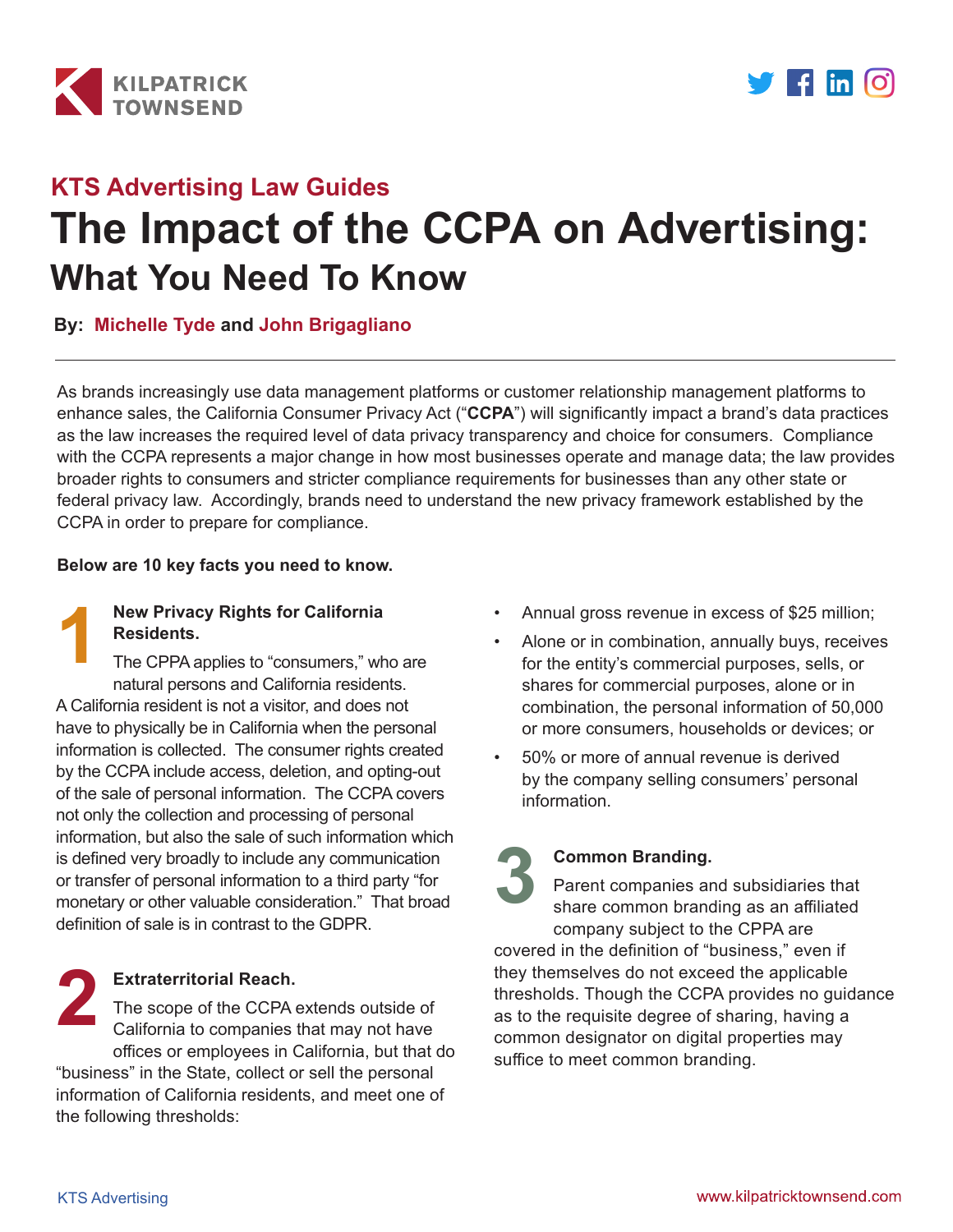KILPATRICK TOWNSEND

## KTS Advertising Law Guides

# The Impact of the CCPA on Advertising: What You Need To Know

**By: Michelle Tyde and John Brigagliano**

As brands increasingly use data management platforms or customer relationship management platforms to enhance sales, the California Consumer Privacy Act ("**CCPA**") will significantly impact a brand's data practices as the law increases the required level of data privacy transparency and choice for consumers. Compliance with the CCPA represents a major change in how most businesses operate and manage data; the law provides broader rights to consumers and stricter compliance requirements for businesses than any other state or federal privacy law. Accordingly, brands need to understand the new privacy framework established by the CCPA in order to prepare for compliance.

**Below are 10 key facts you need to know.**

### 1 New Privacy Rights for California Residents.

The CPPA applies to "consumers," who are natural persons and California residents. A California resident is not a visitor, and does not have to physically be in California when the personal information is collected. The consumer rights created by the CCPA include access, deletion, and opting-out of the sale of personal information. The CCPA covers not only the collection and processing of personal information, but also the sale of such information which is defined very broadly to include any communication or transfer of personal information to a third party "for monetary or other valuable consideration." That broad definition of sale is in contrast to the GDPR.

### 2 Extraterritorial Reach.

The scope of the CCPA extends outside of California to companies that may not have offices or employees in California, but that do "business" in the State, collect or sell the personal information of California residents, and meet one of the following thresholds:

- Annual gross revenue in excess of $25 million;
- Alone or in combination, annually buys, receives for the entity's commercial purposes, sells, or shares for commercial purposes, alone or in combination, the personal information of 50,000 or more consumers, households or devices; or
- 50% or more of annual revenue is derived by the company selling consumers' personal information.

### 3 Common Branding.

Parent companies and subsidiaries that share common branding as an affiliated company subject to the CPPA are covered in the definition of "business," even if they themselves do not exceed the applicable thresholds. Though the CCPA provides no guidance as to the requisite degree of sharing, having a common designator on digital properties may suffice to meet common branding.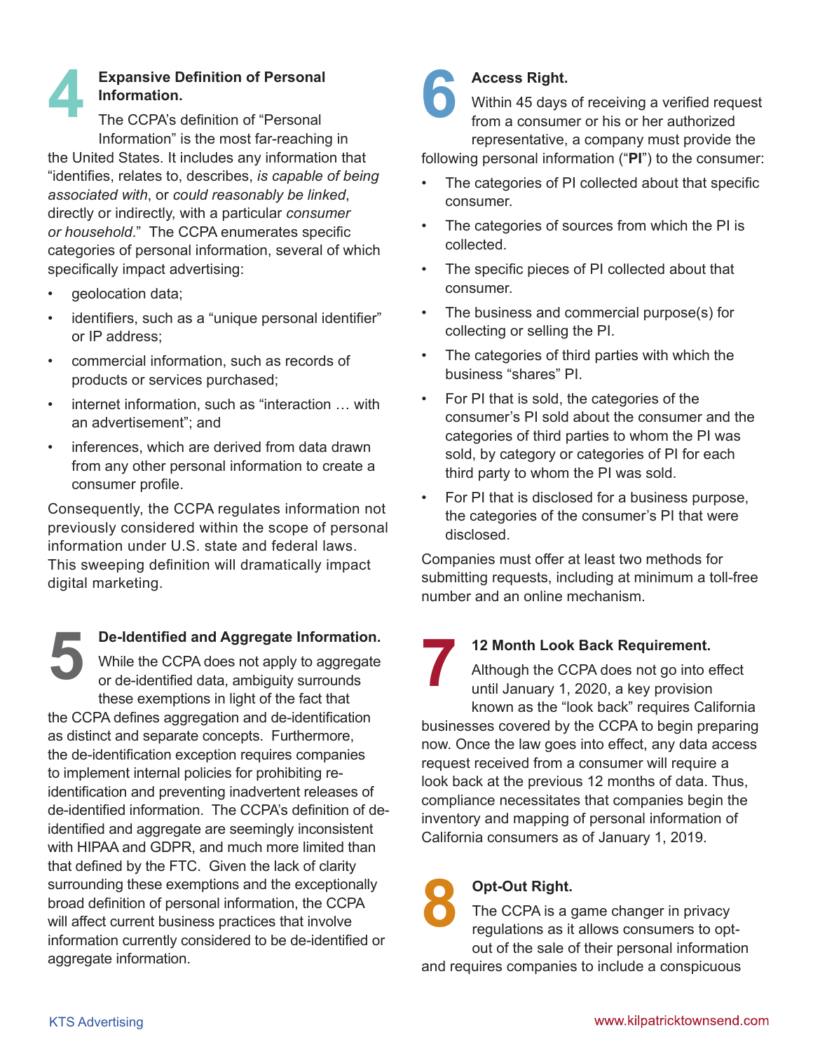## 4 Expansive Definition of Personal Information.

The CCPA's definition of "Personal Information" is the most far-reaching in the United States. It includes any information that "identifies, relates to, describes, *is capable of being associated with*, or *could reasonably be linked*, directly or indirectly, with a particular *consumer or household*." The CCPA enumerates specific categories of personal information, several of which specifically impact advertising:

- geolocation data;
- identifiers, such as a "unique personal identifier" or IP address;
- commercial information, such as records of products or services purchased;
- internet information, such as "interaction … with an advertisement"; and
- inferences, which are derived from data drawn from any other personal information to create a consumer profile.

Consequently, the CCPA regulates information not previously considered within the scope of personal information under U.S. state and federal laws. This sweeping definition will dramatically impact digital marketing.

## 5 De-Identified and Aggregate Information.

While the CCPA does not apply to aggregate or de-identified data, ambiguity surrounds these exemptions in light of the fact that the CCPA defines aggregation and de-identification as distinct and separate concepts. Furthermore, the de-identification exception requires companies to implement internal policies for prohibiting re-identification and preventing inadvertent releases of de-identified information. The CCPA's definition of de-identified and aggregate are seemingly inconsistent with HIPAA and GDPR, and much more limited than that defined by the FTC. Given the lack of clarity surrounding these exemptions and the exceptionally broad definition of personal information, the CCPA will affect current business practices that involve information currently considered to be de-identified or aggregate information.

## 6 Access Right.

Within 45 days of receiving a verified request from a consumer or his or her authorized representative, a company must provide the following personal information ("**PI**") to the consumer:

- The categories of PI collected about that specific consumer.
- The categories of sources from which the PI is collected.
- The specific pieces of PI collected about that consumer.
- The business and commercial purpose(s) for collecting or selling the PI.
- The categories of third parties with which the business "shares" PI.
- For PI that is sold, the categories of the consumer's PI sold about the consumer and the categories of third parties to whom the PI was sold, by category or categories of PI for each third party to whom the PI was sold.
- For PI that is disclosed for a business purpose, the categories of the consumer's PI that were disclosed.

Companies must offer at least two methods for submitting requests, including at minimum a toll-free number and an online mechanism.

## 7 12 Month Look Back Requirement.

Although the CCPA does not go into effect until January 1, 2020, a key provision known as the "look back" requires California businesses covered by the CCPA to begin preparing now. Once the law goes into effect, any data access request received from a consumer will require a look back at the previous 12 months of data. Thus, compliance necessitates that companies begin the inventory and mapping of personal information of California consumers as of January 1, 2019.

## 8 Opt-Out Right.

The CCPA is a game changer in privacy regulations as it allows consumers to opt-out of the sale of their personal information and requires companies to include a conspicuous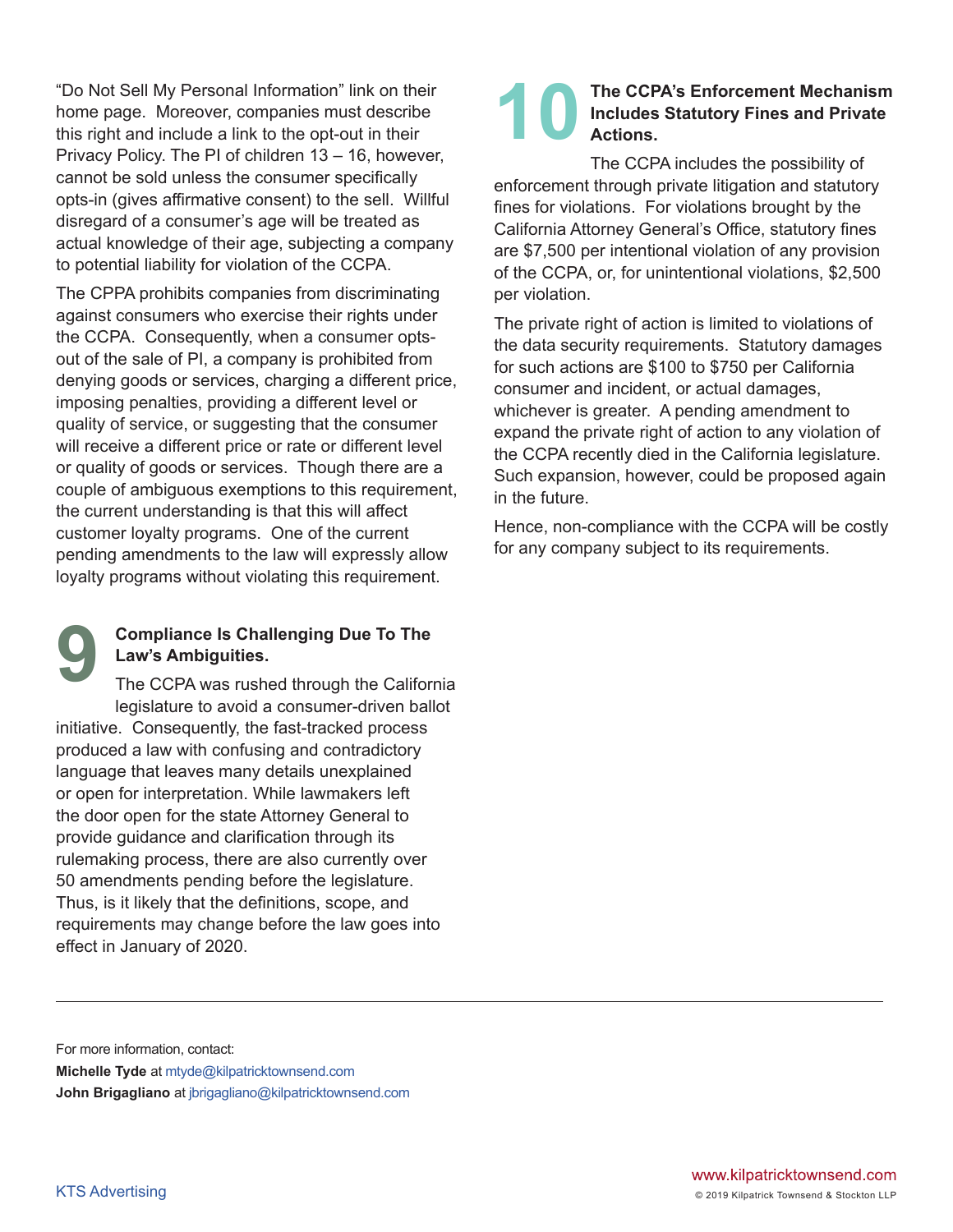"Do Not Sell My Personal Information" link on their home page. Moreover, companies must describe this right and include a link to the opt-out in their Privacy Policy. The PI of children 13 – 16, however, cannot be sold unless the consumer specifically opts-in (gives affirmative consent) to the sell. Willful disregard of a consumer's age will be treated as actual knowledge of their age, subjecting a company to potential liability for violation of the CCPA.

The CPPA prohibits companies from discriminating against consumers who exercise their rights under the CCPA. Consequently, when a consumer opts-out of the sale of PI, a company is prohibited from denying goods or services, charging a different price, imposing penalties, providing a different level or quality of service, or suggesting that the consumer will receive a different price or rate or different level or quality of goods or services. Though there are a couple of ambiguous exemptions to this requirement, the current understanding is that this will affect customer loyalty programs. One of the current pending amendments to the law will expressly allow loyalty programs without violating this requirement.

## 9 Compliance Is Challenging Due To The Law's Ambiguities.

The CCPA was rushed through the California legislature to avoid a consumer-driven ballot initiative. Consequently, the fast-tracked process produced a law with confusing and contradictory language that leaves many details unexplained or open for interpretation. While lawmakers left the door open for the state Attorney General to provide guidance and clarification through its rulemaking process, there are also currently over 50 amendments pending before the legislature. Thus, is it likely that the definitions, scope, and requirements may change before the law goes into effect in January of 2020.

## 10 The CCPA's Enforcement Mechanism Includes Statutory Fines and Private Actions.

The CCPA includes the possibility of enforcement through private litigation and statutory fines for violations. For violations brought by the California Attorney General's Office, statutory fines are $7,500 per intentional violation of any provision of the CCPA, or, for unintentional violations, $2,500 per violation.

The private right of action is limited to violations of the data security requirements. Statutory damages for such actions are $100 to $750 per California consumer and incident, or actual damages, whichever is greater. A pending amendment to expand the private right of action to any violation of the CCPA recently died in the California legislature. Such expansion, however, could be proposed again in the future.

Hence, non-compliance with the CCPA will be costly for any company subject to its requirements.

---

For more information, contact:

**Michelle Tyde** at mtyde@kilpatricktownsend.com

**John Brigagliano** at jbrigagliano@kilpatricktownsend.com

KTS Advertising

www.kilpatricktownsend.com

© 2019 Kilpatrick Townsend & Stockton LLP